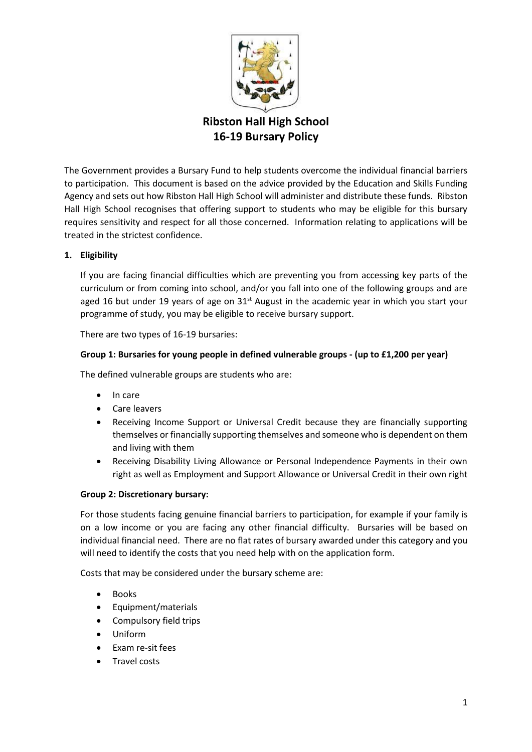# Ribston Hall High School
# 16-19 Bursary Policy

The Government provides a Bursary Fund to help students overcome the individual financial barriers to participation. This document is based on the advice provided by the Education and Skills Funding Agency and sets out how Ribston Hall High School will administer and distribute these funds. Ribston Hall High School recognises that offering support to students who may be eligible for this bursary requires sensitivity and respect for all those concerned. Information relating to applications will be treated in the strictest confidence.

1. **Eligibility**

   If you are facing financial difficulties which are preventing you from accessing key parts of the curriculum or from coming into school, and/or you fall into one of the following groups and are aged 16 but under 19 years of age on 31st August in the academic year in which you start your programme of study, you may be eligible to receive bursary support.

   There are two types of 16-19 bursaries:

   **Group 1: Bursaries for young people in defined vulnerable groups - (up to £1,200 per year)**

   The defined vulnerable groups are students who are:

   - In care
   - Care leavers
   - Receiving Income Support or Universal Credit because they are financially supporting themselves or financially supporting themselves and someone who is dependent on them and living with them
   - Receiving Disability Living Allowance or Personal Independence Payments in their own right as well as Employment and Support Allowance or Universal Credit in their own right

   **Group 2: Discretionary bursary:**

   For those students facing genuine financial barriers to participation, for example if your family is on a low income or you are facing any other financial difficulty. Bursaries will be based on individual financial need. There are no flat rates of bursary awarded under this category and you will need to identify the costs that you need help with on the application form.

   Costs that may be considered under the bursary scheme are:

   - Books
   - Equipment/materials
   - Compulsory field trips
   - Uniform
   - Exam re-sit fees
   - Travel costs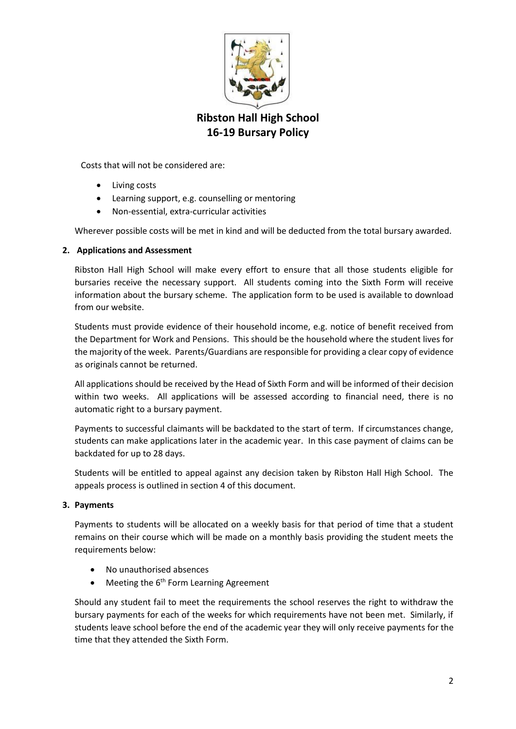Costs that will not be considered are:

- Living costs
- Learning support, e.g. counselling or mentoring
- Non-essential, extra-curricular activities

Wherever possible costs will be met in kind and will be deducted from the total bursary awarded.

## 2. Applications and Assessment

Ribston Hall High School will make every effort to ensure that all those students eligible for bursaries receive the necessary support. All students coming into the Sixth Form will receive information about the bursary scheme. The application form to be used is available to download from our website.

Students must provide evidence of their household income, e.g. notice of benefit received from the Department for Work and Pensions. This should be the household where the student lives for the majority of the week. Parents/Guardians are responsible for providing a clear copy of evidence as originals cannot be returned.

All applications should be received by the Head of Sixth Form and will be informed of their decision within two weeks. All applications will be assessed according to financial need, there is no automatic right to a bursary payment.

Payments to successful claimants will be backdated to the start of term. If circumstances change, students can make applications later in the academic year. In this case payment of claims can be backdated for up to 28 days.

Students will be entitled to appeal against any decision taken by Ribston Hall High School. The appeals process is outlined in section 4 of this document.

## 3. Payments

Payments to students will be allocated on a weekly basis for that period of time that a student remains on their course which will be made on a monthly basis providing the student meets the requirements below:

- No unauthorised absences
- Meeting the 6th Form Learning Agreement

Should any student fail to meet the requirements the school reserves the right to withdraw the bursary payments for each of the weeks for which requirements have not been met. Similarly, if students leave school before the end of the academic year they will only receive payments for the time that they attended the Sixth Form.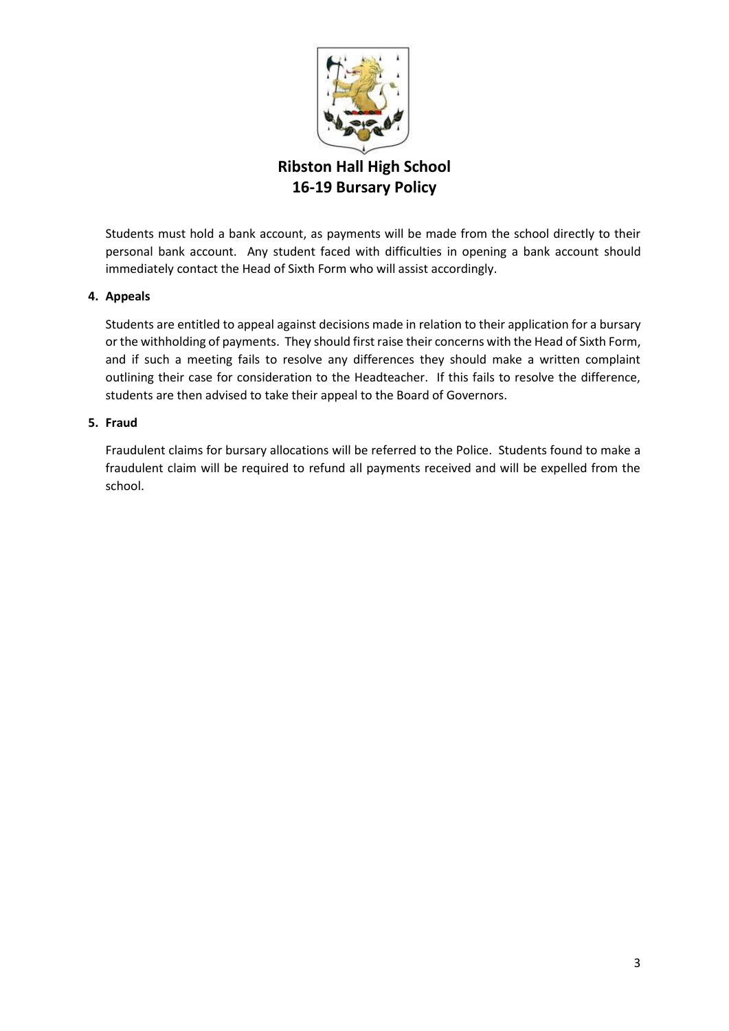# Ribston Hall High School
## 16-19 Bursary Policy

Students must hold a bank account, as payments will be made from the school directly to their personal bank account. Any student faced with difficulties in opening a bank account should immediately contact the Head of Sixth Form who will assist accordingly.

**4. Appeals**

Students are entitled to appeal against decisions made in relation to their application for a bursary or the withholding of payments. They should first raise their concerns with the Head of Sixth Form, and if such a meeting fails to resolve any differences they should make a written complaint outlining their case for consideration to the Headteacher. If this fails to resolve the difference, students are then advised to take their appeal to the Board of Governors.

**5. Fraud**

Fraudulent claims for bursary allocations will be referred to the Police. Students found to make a fraudulent claim will be required to refund all payments received and will be expelled from the school.